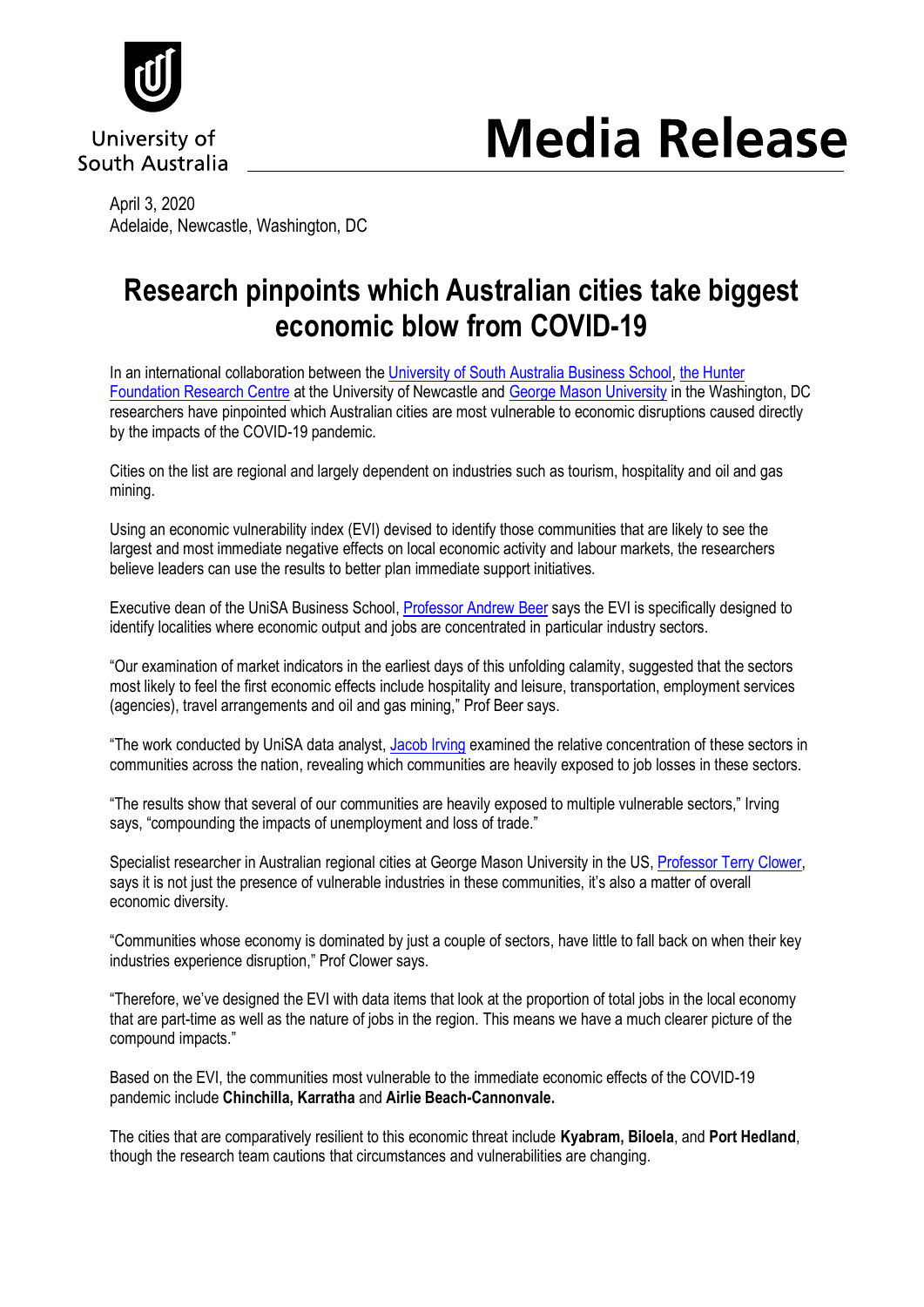University of South Australia

# Media Release

April 3, 2020
Adelaide, Newcastle, Washington, DC

## Research pinpoints which Australian cities take biggest economic blow from COVID-19

In an international collaboration between the University of South Australia Business School, the Hunter Foundation Research Centre at the University of Newcastle and George Mason University in the Washington, DC researchers have pinpointed which Australian cities are most vulnerable to economic disruptions caused directly by the impacts of the COVID-19 pandemic.

Cities on the list are regional and largely dependent on industries such as tourism, hospitality and oil and gas mining.

Using an economic vulnerability index (EVI) devised to identify those communities that are likely to see the largest and most immediate negative effects on local economic activity and labour markets, the researchers believe leaders can use the results to better plan immediate support initiatives.

Executive dean of the UniSA Business School, Professor Andrew Beer says the EVI is specifically designed to identify localities where economic output and jobs are concentrated in particular industry sectors.

"Our examination of market indicators in the earliest days of this unfolding calamity, suggested that the sectors most likely to feel the first economic effects include hospitality and leisure, transportation, employment services (agencies), travel arrangements and oil and gas mining," Prof Beer says.

"The work conducted by UniSA data analyst, Jacob Irving examined the relative concentration of these sectors in communities across the nation, revealing which communities are heavily exposed to job losses in these sectors.

"The results show that several of our communities are heavily exposed to multiple vulnerable sectors," Irving says, "compounding the impacts of unemployment and loss of trade."

Specialist researcher in Australian regional cities at George Mason University in the US, Professor Terry Clower, says it is not just the presence of vulnerable industries in these communities, it's also a matter of overall economic diversity.

"Communities whose economy is dominated by just a couple of sectors, have little to fall back on when their key industries experience disruption," Prof Clower says.

"Therefore, we've designed the EVI with data items that look at the proportion of total jobs in the local economy that are part-time as well as the nature of jobs in the region. This means we have a much clearer picture of the compound impacts."

Based on the EVI, the communities most vulnerable to the immediate economic effects of the COVID-19 pandemic include **Chinchilla, Karratha** and **Airlie Beach-Cannonvale.**

The cities that are comparatively resilient to this economic threat include **Kyabram, Biloela**, and **Port Hedland**, though the research team cautions that circumstances and vulnerabilities are changing.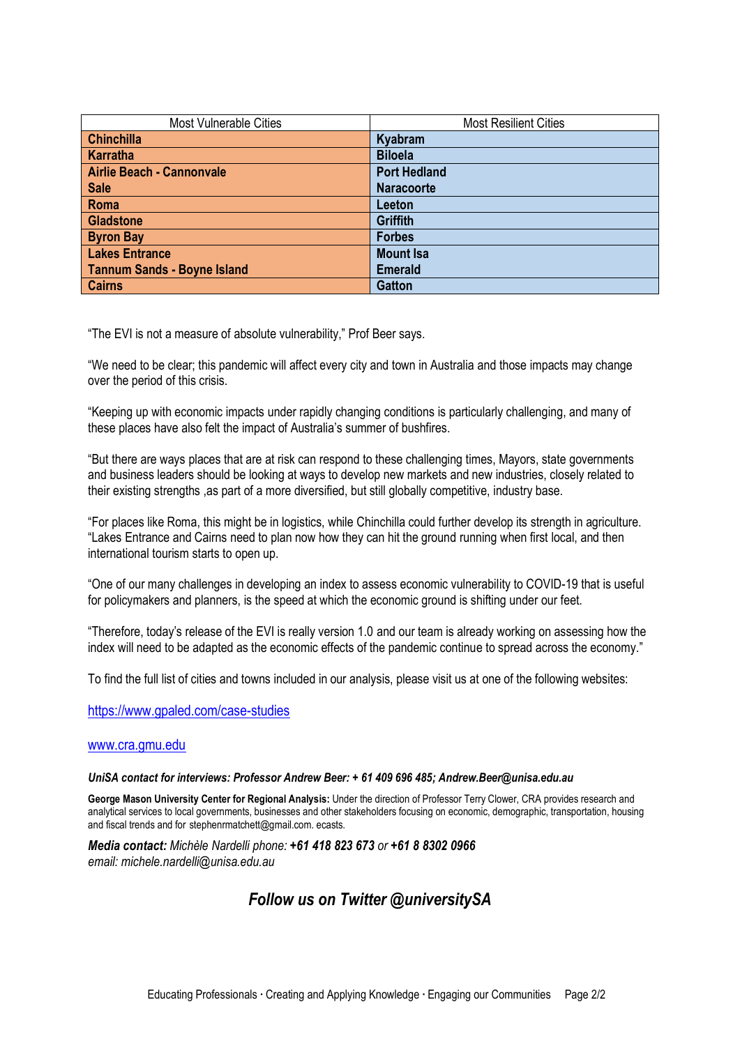| Most Vulnerable Cities | Most Resilient Cities |
| --- | --- |
| **Chinchilla** | **Kyabram** |
| **Karratha** | **Biloela** |
| **Airlie Beach - Cannonvale** | **Port Hedland** |
| **Sale** | **Naracoorte** |
| **Roma** | **Leeton** |
| **Gladstone** | **Griffith** |
| **Byron Bay** | **Forbes** |
| **Lakes Entrance** | **Mount Isa** |
| **Tannum Sands - Boyne Island** | **Emerald** |
| **Cairns** | **Gatton** |

"The EVI is not a measure of absolute vulnerability," Prof Beer says.

"We need to be clear; this pandemic will affect every city and town in Australia and those impacts may change over the period of this crisis.

"Keeping up with economic impacts under rapidly changing conditions is particularly challenging, and many of these places have also felt the impact of Australia's summer of bushfires.

"But there are ways places that are at risk can respond to these challenging times, Mayors, state governments and business leaders should be looking at ways to develop new markets and new industries, closely related to their existing strengths ,as part of a more diversified, but still globally competitive, industry base.

"For places like Roma, this might be in logistics, while Chinchilla could further develop its strength in agriculture. "Lakes Entrance and Cairns need to plan now how they can hit the ground running when first local, and then international tourism starts to open up.

"One of our many challenges in developing an index to assess economic vulnerability to COVID-19 that is useful for policymakers and planners, is the speed at which the economic ground is shifting under our feet.

"Therefore, today's release of the EVI is really version 1.0 and our team is already working on assessing how the index will need to be adapted as the economic effects of the pandemic continue to spread across the economy."

To find the full list of cities and towns included in our analysis, please visit us at one of the following websites:

https://www.gpaled.com/case-studies

www.cra.gmu.edu

***UniSA contact for interviews: Professor Andrew Beer: + 61 409 696 485; Andrew.Beer@unisa.edu.au***

**George Mason University Center for Regional Analysis:** Under the direction of Professor Terry Clower, CRA provides research and analytical services to local governments, businesses and other stakeholders focusing on economic, demographic, transportation, housing and fiscal trends and for stephenrmatchett@gmail.com. ecasts.

***Media contact:*** *Michèle Nardelli phone:* ***+61 418 823 673*** *or* ***+61 8 8302 0966***
*email: michele.nardelli@unisa.edu.au*

## *Follow us on Twitter @universitySA*